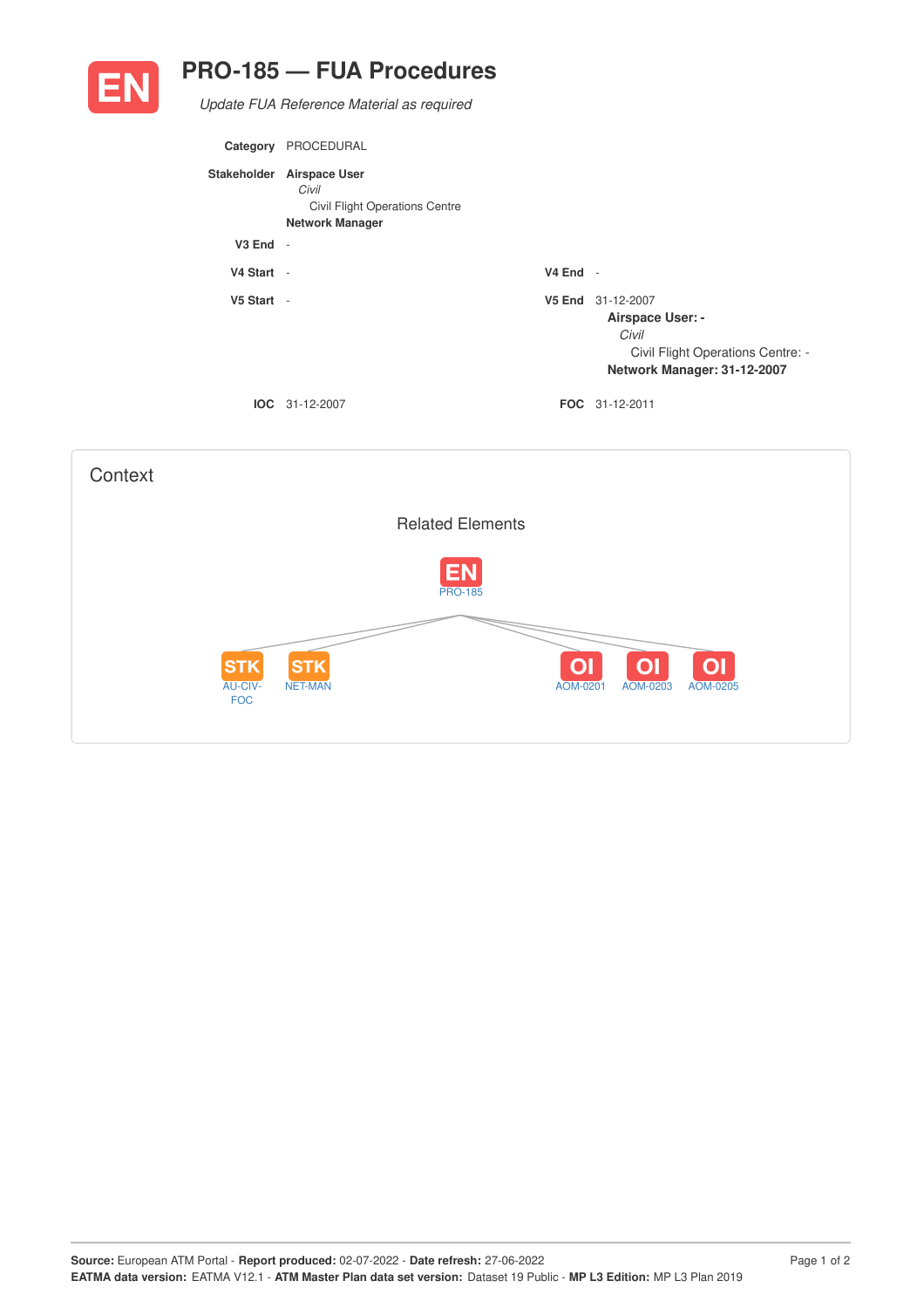# PRO-185 — FUA Procedures

*Update FUA Reference Material as required*

**Category** PROCEDURAL

**Stakeholder** **Airspace User**
*Civil*
Civil Flight Operations Centre
**Network Manager**

**V3 End** -

**V4 Start** -

**V4 End** -

**V5 Start** -

**V5 End** 31-12-2007
**Airspace User: -**
*Civil*
Civil Flight Operations Centre: -
**Network Manager: 31-12-2007**

**IOC** 31-12-2007

**FOC** 31-12-2011

## Context

### Related Elements

EN PRO-185

- STK AU-CIV-FOC
- STK NET-MAN
- OI AOM-0201
- OI AOM-0203
- OI AOM-0205

**Source:** European ATM Portal - **Report produced:** 02-07-2022 - **Date refresh:** 27-06-2022
**EATMA data version:** EATMA V12.1 - **ATM Master Plan data set version:** Dataset 19 Public - **MP L3 Edition:** MP L3 Plan 2019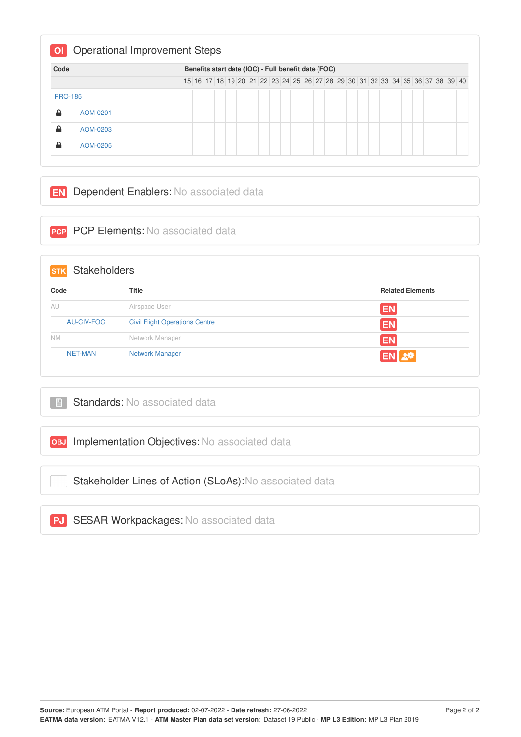## OI Operational Improvement Steps

| Code | Benefits start date (IOC) - Full benefit date (FOC) | | | | | | | | | | | | | | | | | | | | | | | | | |
|---|---|---|---|---|---|---|---|---|---|---|---|---|---|---|---|---|---|---|---|---|---|---|---|---|---|---|
| | 15 | 16 | 17 | 18 | 19 | 20 | 21 | 22 | 23 | 24 | 25 | 26 | 27 | 28 | 29 | 30 | 31 | 32 | 33 | 34 | 35 | 36 | 37 | 38 | 39 | 40 |
| PRO-185 | | | | | | | | | | | | | | | | | | | | | | | | | | |
| AOM-0201 | | | | | | | | | | | | | | | | | | | | | | | | | | |
| AOM-0203 | | | | | | | | | | | | | | | | | | | | | | | | | | |
| AOM-0205 | | | | | | | | | | | | | | | | | | | | | | | | | | |

## EN Dependent Enablers: No associated data

## PCP PCP Elements: No associated data

## STK Stakeholders

| Code | Title | Related Elements |
|---|---|---|
| AU | Airspace User | EN |
| AU-CIV-FOC | Civil Flight Operations Centre | EN |
| NM | Network Manager | EN |
| NET-MAN | Network Manager | EN |

## Standards: No associated data

## OBJ Implementation Objectives: No associated data

## Stakeholder Lines of Action (SLoAs): No associated data

## PJ SESAR Workpackages: No associated data

**Source:** European ATM Portal - **Report produced:** 02-07-2022 - **Date refresh:** 27-06-2022
**EATMA data version:** EATMA V12.1 - **ATM Master Plan data set version:** Dataset 19 Public - **MP L3 Edition:** MP L3 Plan 2019